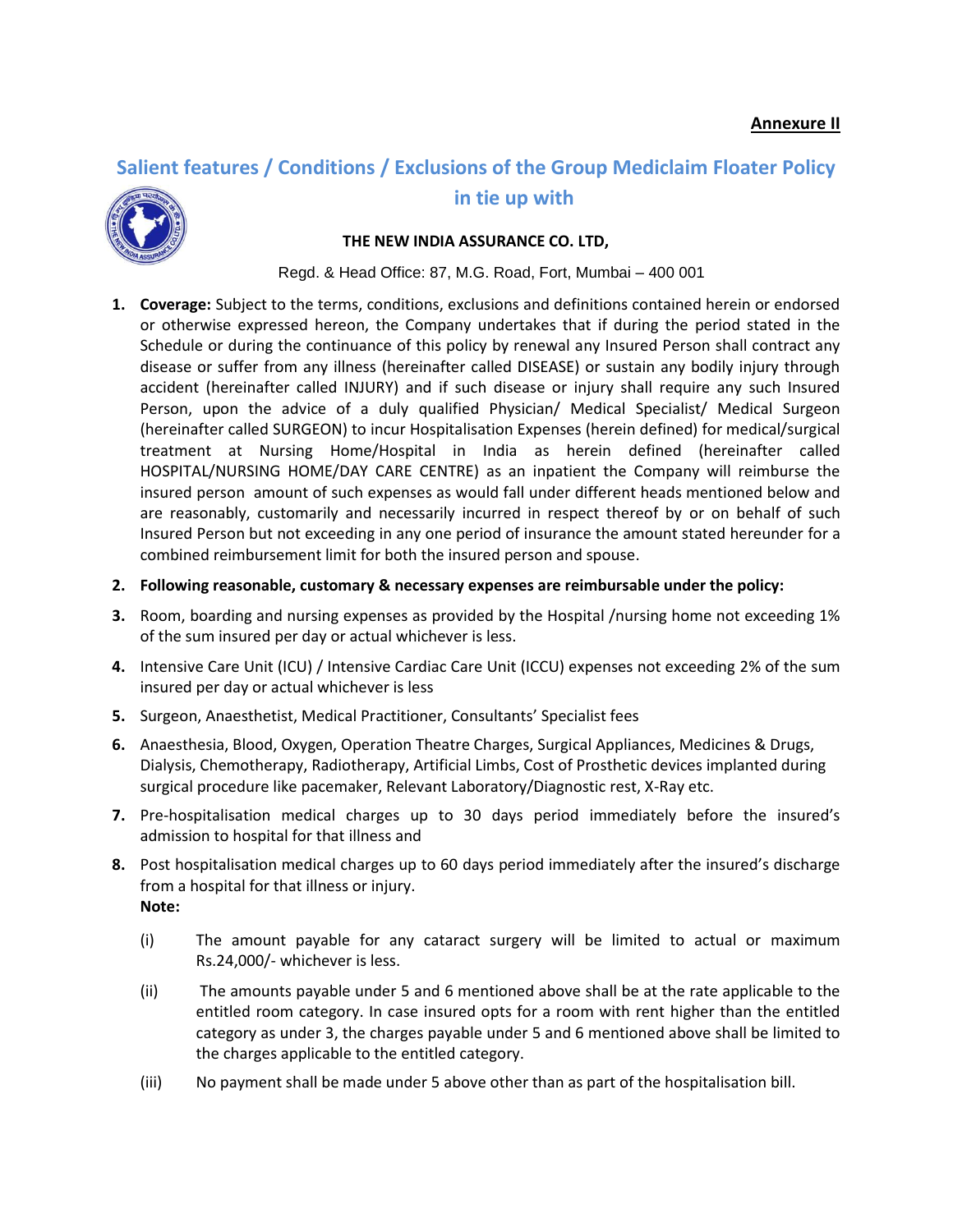**Annexure II**

# Salient features / Conditions / Exclusions of the Group Mediclaim Floater Policy in tie up with

**THE NEW INDIA ASSURANCE CO. LTD,**

Regd. & Head Office: 87, M.G. Road, Fort, Mumbai – 400 001

1. **Coverage:** Subject to the terms, conditions, exclusions and definitions contained herein or endorsed or otherwise expressed hereon, the Company undertakes that if during the period stated in the Schedule or during the continuance of this policy by renewal any Insured Person shall contract any disease or suffer from any illness (hereinafter called DISEASE) or sustain any bodily injury through accident (hereinafter called INJURY) and if such disease or injury shall require any such Insured Person, upon the advice of a duly qualified Physician/ Medical Specialist/ Medical Surgeon (hereinafter called SURGEON) to incur Hospitalisation Expenses (herein defined) for medical/surgical treatment at Nursing Home/Hospital in India as herein defined (hereinafter called HOSPITAL/NURSING HOME/DAY CARE CENTRE) as an inpatient the Company will reimburse the insured person amount of such expenses as would fall under different heads mentioned below and are reasonably, customarily and necessarily incurred in respect thereof by or on behalf of such Insured Person but not exceeding in any one period of insurance the amount stated hereunder for a combined reimbursement limit for both the insured person and spouse.
2. **Following reasonable, customary & necessary expenses are reimbursable under the policy:**
3. Room, boarding and nursing expenses as provided by the Hospital /nursing home not exceeding 1% of the sum insured per day or actual whichever is less.
4. Intensive Care Unit (ICU) / Intensive Cardiac Care Unit (ICCU) expenses not exceeding 2% of the sum insured per day or actual whichever is less
5. Surgeon, Anaesthetist, Medical Practitioner, Consultants' Specialist fees
6. Anaesthesia, Blood, Oxygen, Operation Theatre Charges, Surgical Appliances, Medicines & Drugs, Dialysis, Chemotherapy, Radiotherapy, Artificial Limbs, Cost of Prosthetic devices implanted during surgical procedure like pacemaker, Relevant Laboratory/Diagnostic rest, X-Ray etc.
7. Pre-hospitalisation medical charges up to 30 days period immediately before the insured's admission to hospital for that illness and
8. Post hospitalisation medical charges up to 60 days period immediately after the insured's discharge from a hospital for that illness or injury.

   **Note:**

   (i) The amount payable for any cataract surgery will be limited to actual or maximum Rs.24,000/- whichever is less.

   (ii) The amounts payable under 5 and 6 mentioned above shall be at the rate applicable to the entitled room category. In case insured opts for a room with rent higher than the entitled category as under 3, the charges payable under 5 and 6 mentioned above shall be limited to the charges applicable to the entitled category.

   (iii) No payment shall be made under 5 above other than as part of the hospitalisation bill.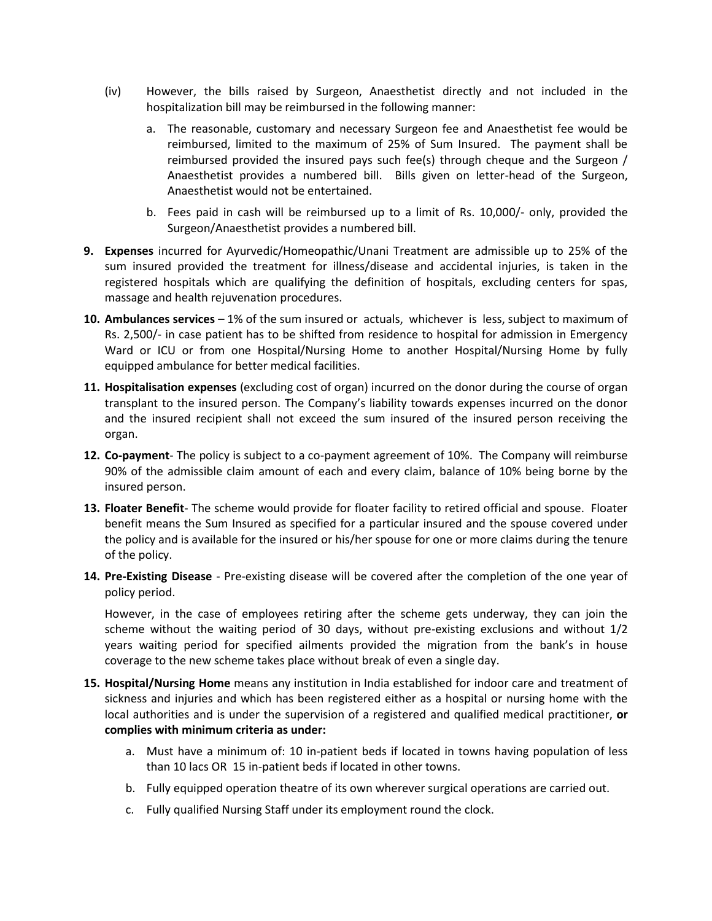(iv) However, the bills raised by Surgeon, Anaesthetist directly and not included in the hospitalization bill may be reimbursed in the following manner:

   a. The reasonable, customary and necessary Surgeon fee and Anaesthetist fee would be reimbursed, limited to the maximum of 25% of Sum Insured. The payment shall be reimbursed provided the insured pays such fee(s) through cheque and the Surgeon / Anaesthetist provides a numbered bill. Bills given on letter-head of the Surgeon, Anaesthetist would not be entertained.

   b. Fees paid in cash will be reimbursed up to a limit of Rs. 10,000/- only, provided the Surgeon/Anaesthetist provides a numbered bill.

9. **Expenses** incurred for Ayurvedic/Homeopathic/Unani Treatment are admissible up to 25% of the sum insured provided the treatment for illness/disease and accidental injuries, is taken in the registered hospitals which are qualifying the definition of hospitals, excluding centers for spas, massage and health rejuvenation procedures.

10. **Ambulances services** – 1% of the sum insured or actuals, whichever is less, subject to maximum of Rs. 2,500/- in case patient has to be shifted from residence to hospital for admission in Emergency Ward or ICU or from one Hospital/Nursing Home to another Hospital/Nursing Home by fully equipped ambulance for better medical facilities.

11. **Hospitalisation expenses** (excluding cost of organ) incurred on the donor during the course of organ transplant to the insured person. The Company's liability towards expenses incurred on the donor and the insured recipient shall not exceed the sum insured of the insured person receiving the organ.

12. **Co-payment**- The policy is subject to a co-payment agreement of 10%. The Company will reimburse 90% of the admissible claim amount of each and every claim, balance of 10% being borne by the insured person.

13. **Floater Benefit**- The scheme would provide for floater facility to retired official and spouse. Floater benefit means the Sum Insured as specified for a particular insured and the spouse covered under the policy and is available for the insured or his/her spouse for one or more claims during the tenure of the policy.

14. **Pre-Existing Disease** - Pre-existing disease will be covered after the completion of the one year of policy period.

    However, in the case of employees retiring after the scheme gets underway, they can join the scheme without the waiting period of 30 days, without pre-existing exclusions and without 1/2 years waiting period for specified ailments provided the migration from the bank's in house coverage to the new scheme takes place without break of even a single day.

15. **Hospital/Nursing Home** means any institution in India established for indoor care and treatment of sickness and injuries and which has been registered either as a hospital or nursing home with the local authorities and is under the supervision of a registered and qualified medical practitioner, **or complies with minimum criteria as under:**

    a. Must have a minimum of: 10 in-patient beds if located in towns having population of less than 10 lacs OR 15 in-patient beds if located in other towns.

    b. Fully equipped operation theatre of its own wherever surgical operations are carried out.

    c. Fully qualified Nursing Staff under its employment round the clock.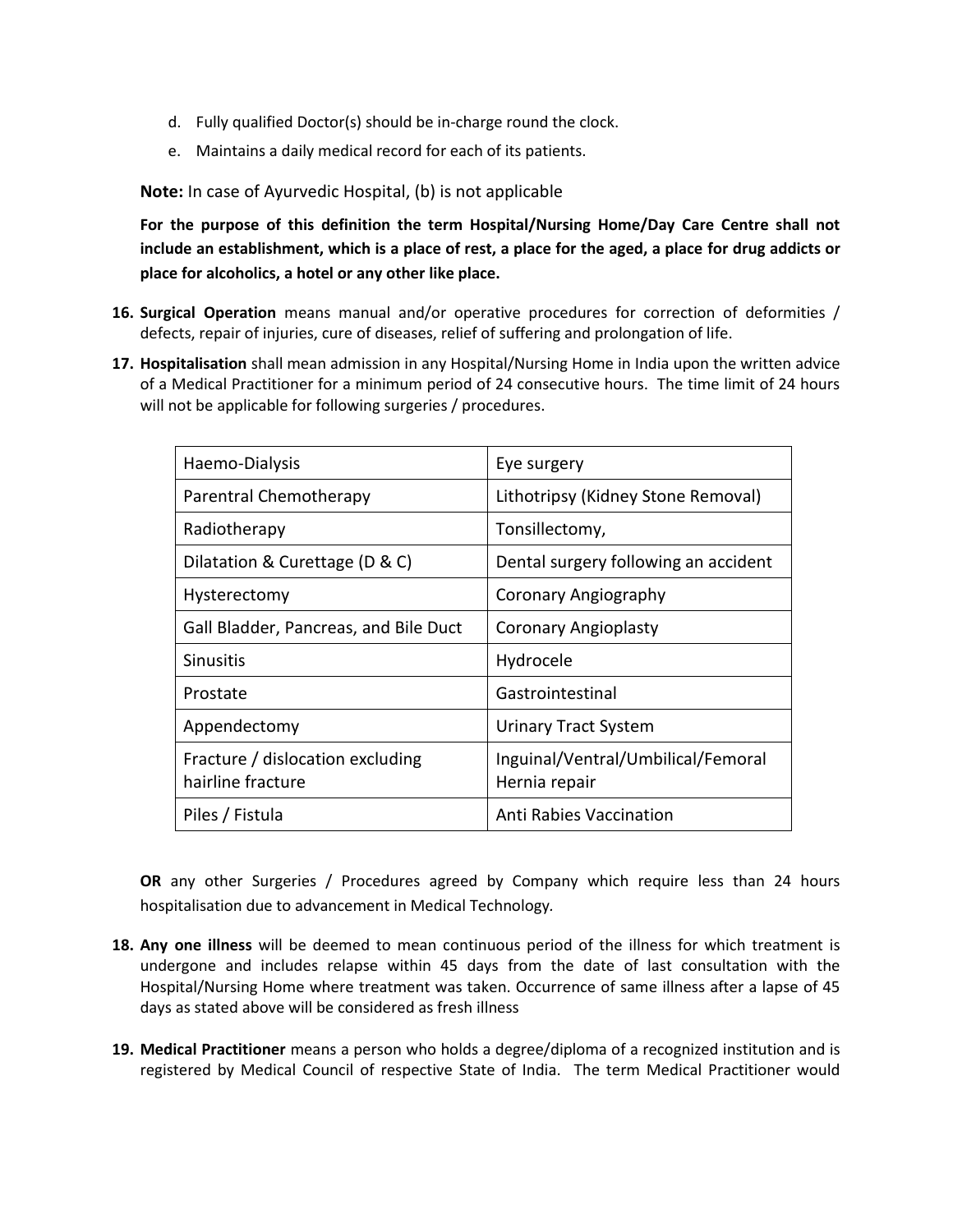d. Fully qualified Doctor(s) should be in-charge round the clock.

e. Maintains a daily medical record for each of its patients.

**Note:** In case of Ayurvedic Hospital, (b) is not applicable

**For the purpose of this definition the term Hospital/Nursing Home/Day Care Centre shall not include an establishment, which is a place of rest, a place for the aged, a place for drug addicts or place for alcoholics, a hotel or any other like place.**

16. **Surgical Operation** means manual and/or operative procedures for correction of deformities / defects, repair of injuries, cure of diseases, relief of suffering and prolongation of life.

17. **Hospitalisation** shall mean admission in any Hospital/Nursing Home in India upon the written advice of a Medical Practitioner for a minimum period of 24 consecutive hours. The time limit of 24 hours will not be applicable for following surgeries / procedures.

| | |
|---|---|
| Haemo-Dialysis | Eye surgery |
| Parentral Chemotherapy | Lithotripsy (Kidney Stone Removal) |
| Radiotherapy | Tonsillectomy, |
| Dilatation & Curettage (D & C) | Dental surgery following an accident |
| Hysterectomy | Coronary Angiography |
| Gall Bladder, Pancreas, and Bile Duct | Coronary Angioplasty |
| Sinusitis | Hydrocele |
| Prostate | Gastrointestinal |
| Appendectomy | Urinary Tract System |
| Fracture / dislocation excluding hairline fracture | Inguinal/Ventral/Umbilical/Femoral Hernia repair |
| Piles / Fistula | Anti Rabies Vaccination |

**OR** any other Surgeries / Procedures agreed by Company which require less than 24 hours hospitalisation due to advancement in Medical Technology.

18. **Any one illness** will be deemed to mean continuous period of the illness for which treatment is undergone and includes relapse within 45 days from the date of last consultation with the Hospital/Nursing Home where treatment was taken. Occurrence of same illness after a lapse of 45 days as stated above will be considered as fresh illness

19. **Medical Practitioner** means a person who holds a degree/diploma of a recognized institution and is registered by Medical Council of respective State of India. The term Medical Practitioner would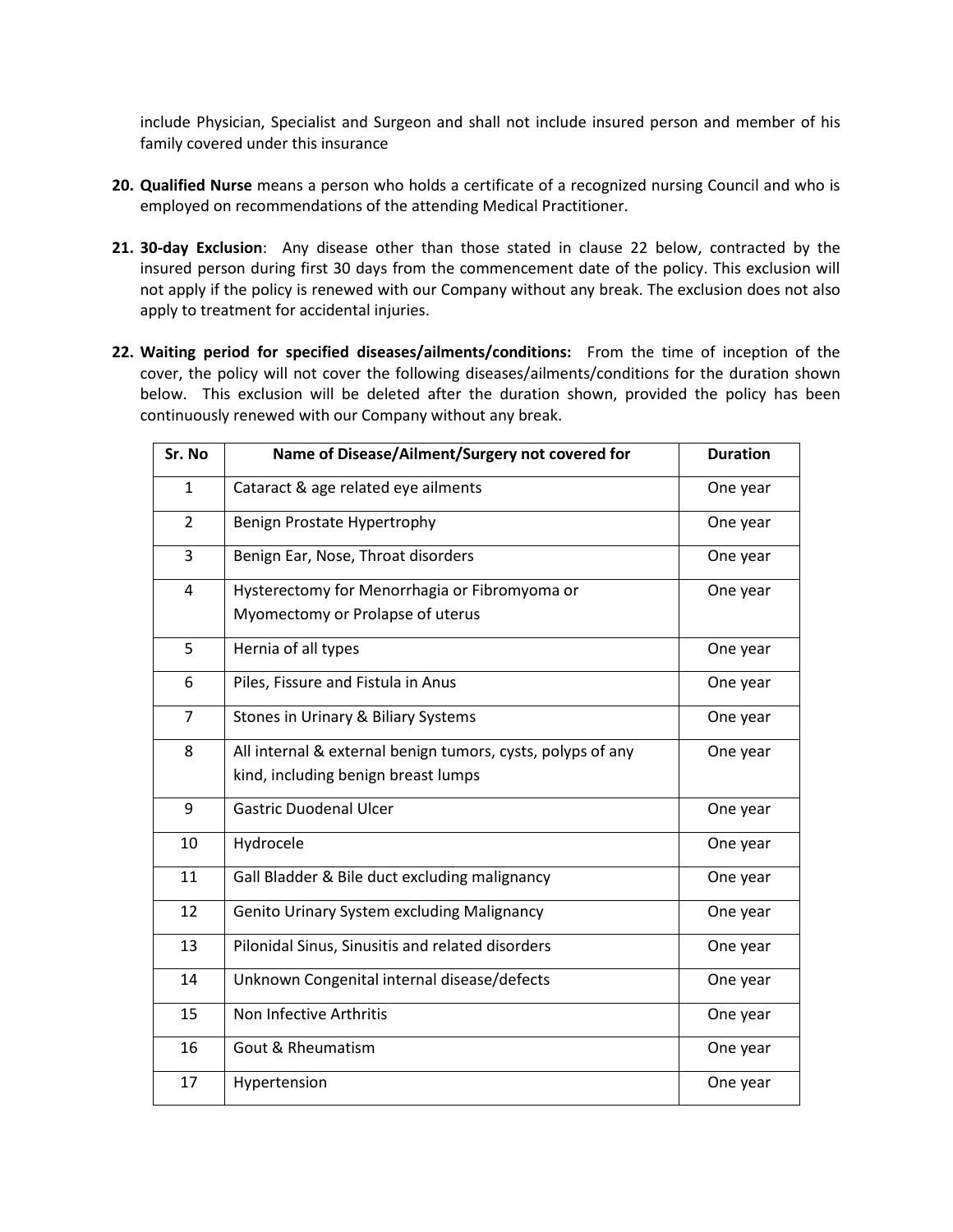include Physician, Specialist and Surgeon and shall not include insured person and member of his family covered under this insurance

20. **Qualified Nurse** means a person who holds a certificate of a recognized nursing Council and who is employed on recommendations of the attending Medical Practitioner.

21. **30-day Exclusion**: Any disease other than those stated in clause 22 below, contracted by the insured person during first 30 days from the commencement date of the policy. This exclusion will not apply if the policy is renewed with our Company without any break. The exclusion does not also apply to treatment for accidental injuries.

22. **Waiting period for specified diseases/ailments/conditions:** From the time of inception of the cover, the policy will not cover the following diseases/ailments/conditions for the duration shown below. This exclusion will be deleted after the duration shown, provided the policy has been continuously renewed with our Company without any break.

| Sr. No | Name of Disease/Ailment/Surgery not covered for | Duration |
|---|---|---|
| 1 | Cataract & age related eye ailments | One year |
| 2 | Benign Prostate Hypertrophy | One year |
| 3 | Benign Ear, Nose, Throat disorders | One year |
| 4 | Hysterectomy for Menorrhagia or Fibromyoma or Myomectomy or Prolapse of uterus | One year |
| 5 | Hernia of all types | One year |
| 6 | Piles, Fissure and Fistula in Anus | One year |
| 7 | Stones in Urinary & Biliary Systems | One year |
| 8 | All internal & external benign tumors, cysts, polyps of any kind, including benign breast lumps | One year |
| 9 | Gastric Duodenal Ulcer | One year |
| 10 | Hydrocele | One year |
| 11 | Gall Bladder & Bile duct excluding malignancy | One year |
| 12 | Genito Urinary System excluding Malignancy | One year |
| 13 | Pilonidal Sinus, Sinusitis and related disorders | One year |
| 14 | Unknown Congenital internal disease/defects | One year |
| 15 | Non Infective Arthritis | One year |
| 16 | Gout & Rheumatism | One year |
| 17 | Hypertension | One year |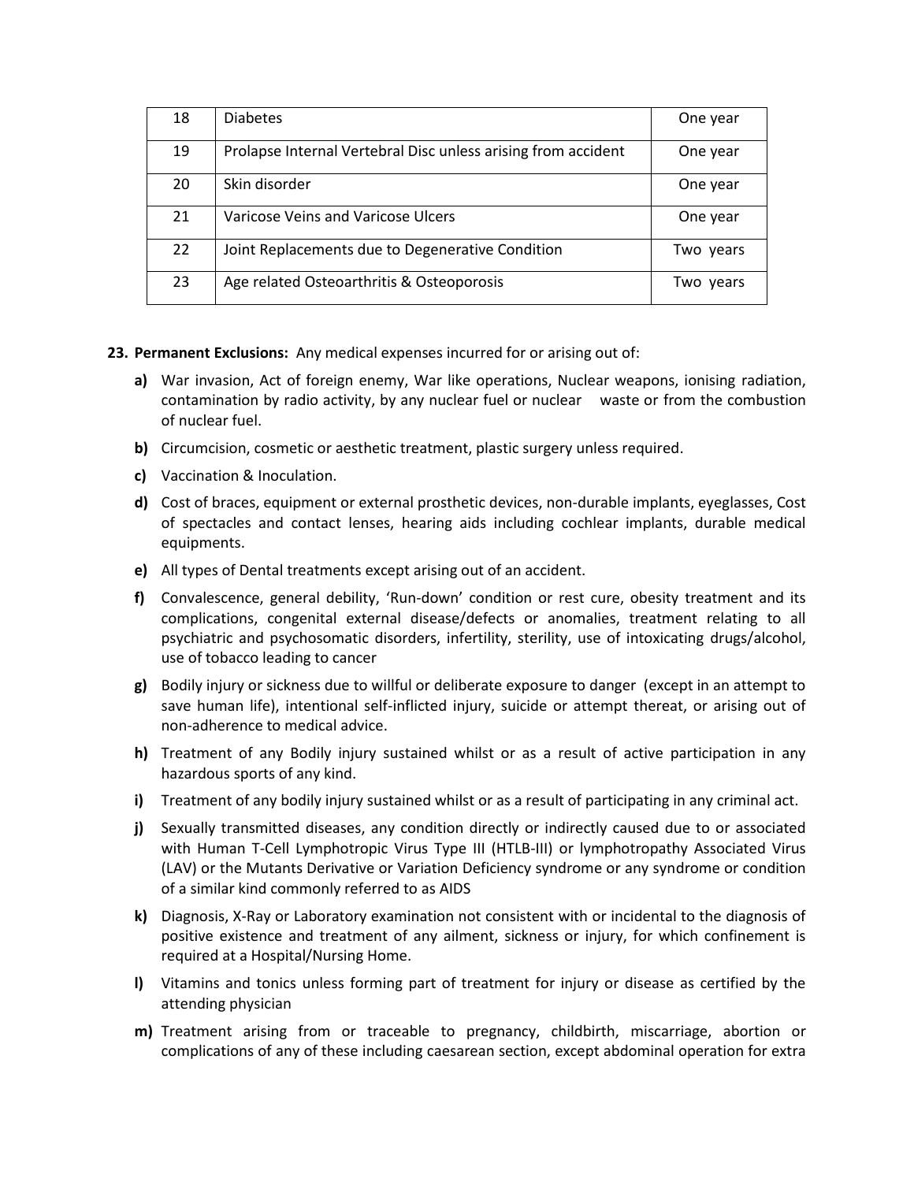| 18 | Diabetes | One year |
|---|---|---|
| 19 | Prolapse Internal Vertebral Disc unless arising from accident | One year |
| 20 | Skin disorder | One year |
| 21 | Varicose Veins and Varicose Ulcers | One year |
| 22 | Joint Replacements due to Degenerative Condition | Two years |
| 23 | Age related Osteoarthritis & Osteoporosis | Two years |

**23. Permanent Exclusions:** Any medical expenses incurred for or arising out of:

**a)** War invasion, Act of foreign enemy, War like operations, Nuclear weapons, ionising radiation, contamination by radio activity, by any nuclear fuel or nuclear waste or from the combustion of nuclear fuel.

**b)** Circumcision, cosmetic or aesthetic treatment, plastic surgery unless required.

**c)** Vaccination & Inoculation.

**d)** Cost of braces, equipment or external prosthetic devices, non-durable implants, eyeglasses, Cost of spectacles and contact lenses, hearing aids including cochlear implants, durable medical equipments.

**e)** All types of Dental treatments except arising out of an accident.

**f)** Convalescence, general debility, 'Run-down' condition or rest cure, obesity treatment and its complications, congenital external disease/defects or anomalies, treatment relating to all psychiatric and psychosomatic disorders, infertility, sterility, use of intoxicating drugs/alcohol, use of tobacco leading to cancer

**g)** Bodily injury or sickness due to willful or deliberate exposure to danger (except in an attempt to save human life), intentional self-inflicted injury, suicide or attempt thereat, or arising out of non-adherence to medical advice.

**h)** Treatment of any Bodily injury sustained whilst or as a result of active participation in any hazardous sports of any kind.

**i)** Treatment of any bodily injury sustained whilst or as a result of participating in any criminal act.

**j)** Sexually transmitted diseases, any condition directly or indirectly caused due to or associated with Human T-Cell Lymphotropic Virus Type III (HTLB-III) or lymphotropathy Associated Virus (LAV) or the Mutants Derivative or Variation Deficiency syndrome or any syndrome or condition of a similar kind commonly referred to as AIDS

**k)** Diagnosis, X-Ray or Laboratory examination not consistent with or incidental to the diagnosis of positive existence and treatment of any ailment, sickness or injury, for which confinement is required at a Hospital/Nursing Home.

**l)** Vitamins and tonics unless forming part of treatment for injury or disease as certified by the attending physician

**m)** Treatment arising from or traceable to pregnancy, childbirth, miscarriage, abortion or complications of any of these including caesarean section, except abdominal operation for extra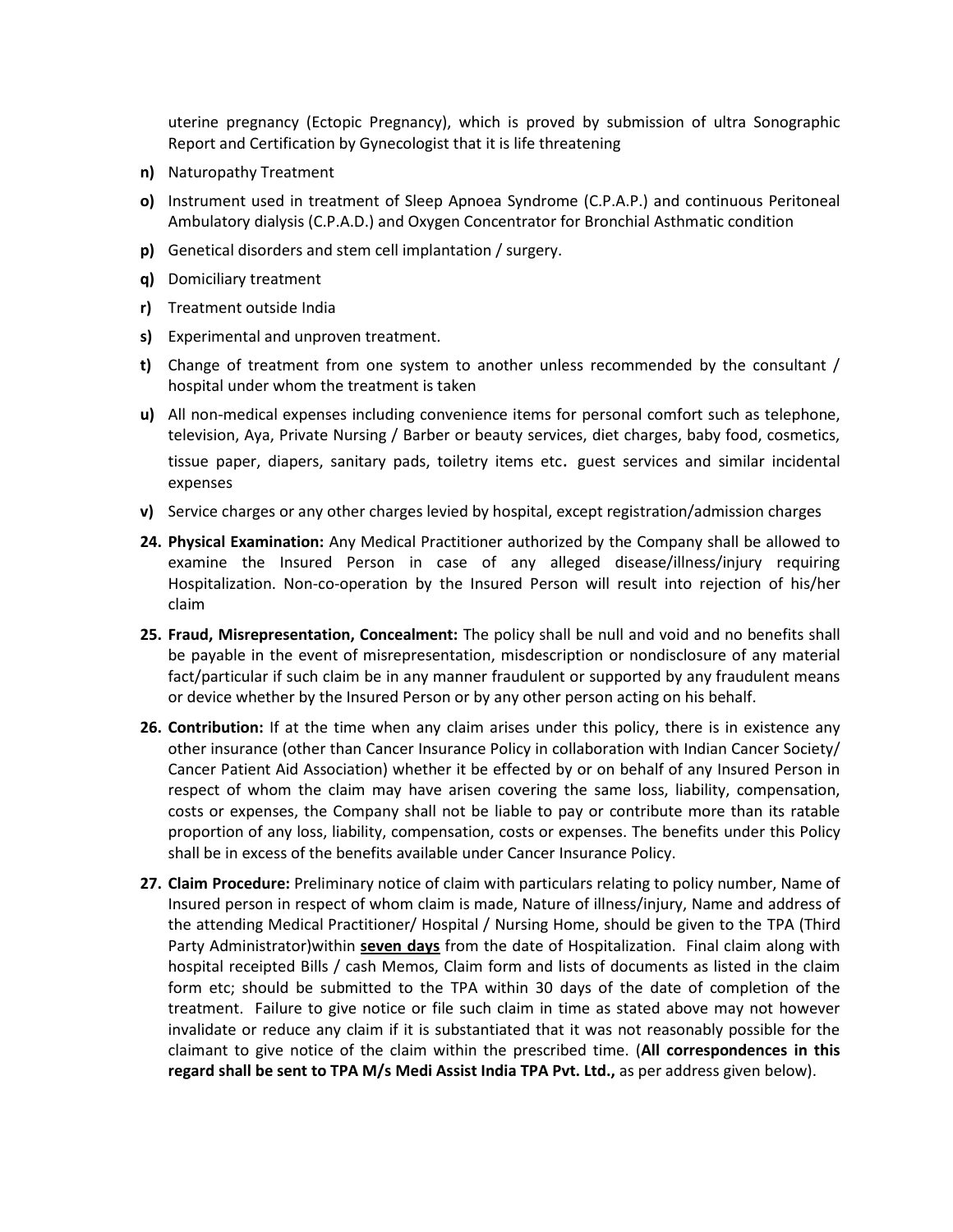uterine pregnancy (Ectopic Pregnancy), which is proved by submission of ultra Sonographic Report and Certification by Gynecologist that it is life threatening

- **n)** Naturopathy Treatment
- **o)** Instrument used in treatment of Sleep Apnoea Syndrome (C.P.A.P.) and continuous Peritoneal Ambulatory dialysis (C.P.A.D.) and Oxygen Concentrator for Bronchial Asthmatic condition
- **p)** Genetical disorders and stem cell implantation / surgery.
- **q)** Domiciliary treatment
- **r)** Treatment outside India
- **s)** Experimental and unproven treatment.
- **t)** Change of treatment from one system to another unless recommended by the consultant / hospital under whom the treatment is taken
- **u)** All non-medical expenses including convenience items for personal comfort such as telephone, television, Aya, Private Nursing / Barber or beauty services, diet charges, baby food, cosmetics, tissue paper, diapers, sanitary pads, toiletry items etc. guest services and similar incidental expenses
- **v)** Service charges or any other charges levied by hospital, except registration/admission charges

**24. Physical Examination:** Any Medical Practitioner authorized by the Company shall be allowed to examine the Insured Person in case of any alleged disease/illness/injury requiring Hospitalization. Non-co-operation by the Insured Person will result into rejection of his/her claim

**25. Fraud, Misrepresentation, Concealment:** The policy shall be null and void and no benefits shall be payable in the event of misrepresentation, misdescription or nondisclosure of any material fact/particular if such claim be in any manner fraudulent or supported by any fraudulent means or device whether by the Insured Person or by any other person acting on his behalf.

**26. Contribution:** If at the time when any claim arises under this policy, there is in existence any other insurance (other than Cancer Insurance Policy in collaboration with Indian Cancer Society/ Cancer Patient Aid Association) whether it be effected by or on behalf of any Insured Person in respect of whom the claim may have arisen covering the same loss, liability, compensation, costs or expenses, the Company shall not be liable to pay or contribute more than its ratable proportion of any loss, liability, compensation, costs or expenses. The benefits under this Policy shall be in excess of the benefits available under Cancer Insurance Policy.

**27. Claim Procedure:** Preliminary notice of claim with particulars relating to policy number, Name of Insured person in respect of whom claim is made, Nature of illness/injury, Name and address of the attending Medical Practitioner/ Hospital / Nursing Home, should be given to the TPA (Third Party Administrator)within **seven days** from the date of Hospitalization. Final claim along with hospital receipted Bills / cash Memos, Claim form and lists of documents as listed in the claim form etc; should be submitted to the TPA within 30 days of the date of completion of the treatment. Failure to give notice or file such claim in time as stated above may not however invalidate or reduce any claim if it is substantiated that it was not reasonably possible for the claimant to give notice of the claim within the prescribed time. (**All correspondences in this regard shall be sent to TPA M/s Medi Assist India TPA Pvt. Ltd.,** as per address given below).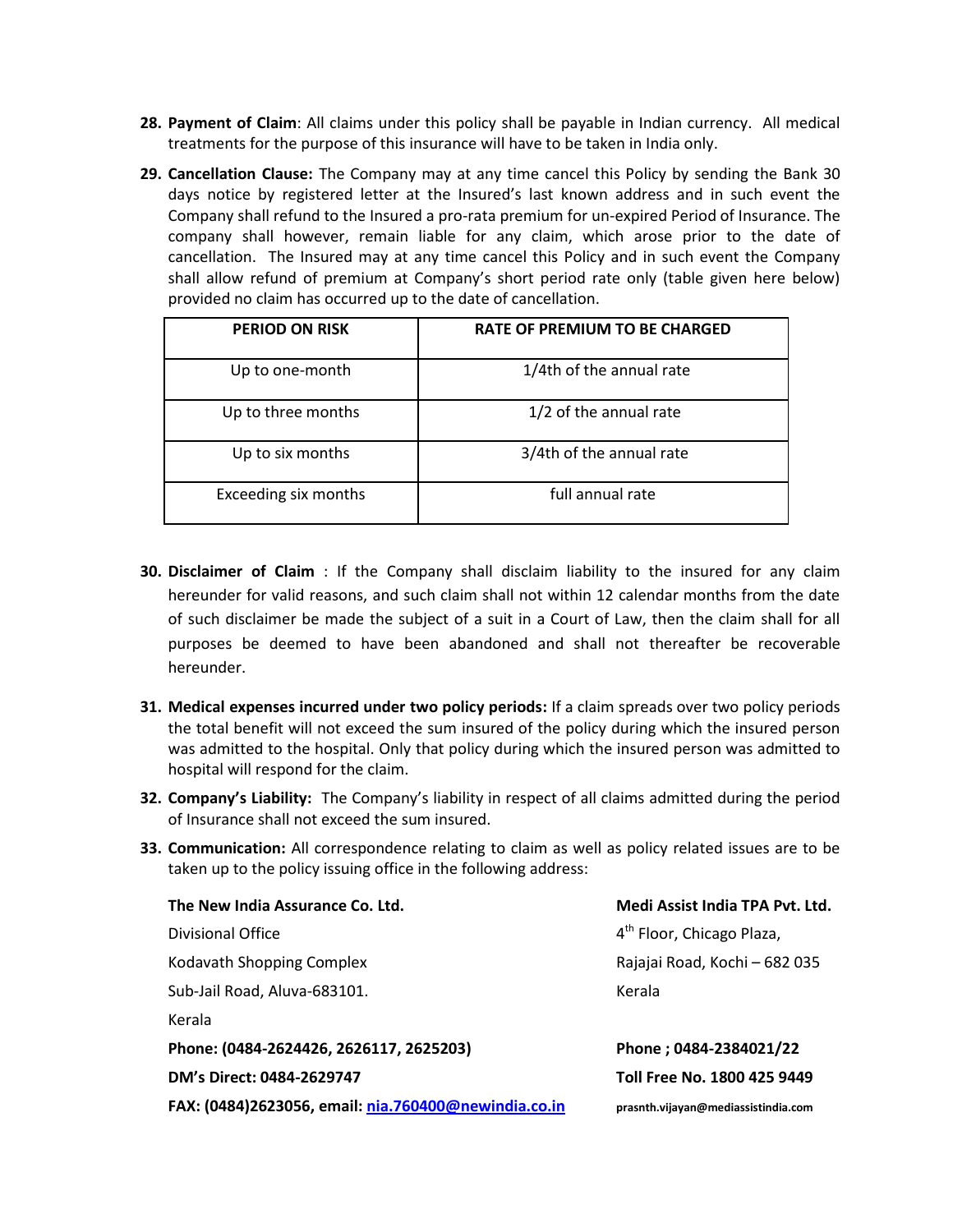28. **Payment of Claim**: All claims under this policy shall be payable in Indian currency. All medical treatments for the purpose of this insurance will have to be taken in India only.

29. **Cancellation Clause:** The Company may at any time cancel this Policy by sending the Bank 30 days notice by registered letter at the Insured's last known address and in such event the Company shall refund to the Insured a pro-rata premium for un-expired Period of Insurance. The company shall however, remain liable for any claim, which arose prior to the date of cancellation. The Insured may at any time cancel this Policy and in such event the Company shall allow refund of premium at Company's short period rate only (table given here below) provided no claim has occurred up to the date of cancellation.

| PERIOD ON RISK | RATE OF PREMIUM TO BE CHARGED |
|---|---|
| Up to one-month | 1/4th of the annual rate |
| Up to three months | 1/2 of the annual rate |
| Up to six months | 3/4th of the annual rate |
| Exceeding six months | full annual rate |

30. **Disclaimer of Claim** : If the Company shall disclaim liability to the insured for any claim hereunder for valid reasons, and such claim shall not within 12 calendar months from the date of such disclaimer be made the subject of a suit in a Court of Law, then the claim shall for all purposes be deemed to have been abandoned and shall not thereafter be recoverable hereunder.

31. **Medical expenses incurred under two policy periods:** If a claim spreads over two policy periods the total benefit will not exceed the sum insured of the policy during which the insured person was admitted to the hospital. Only that policy during which the insured person was admitted to hospital will respond for the claim.

32. **Company's Liability:** The Company's liability in respect of all claims admitted during the period of Insurance shall not exceed the sum insured.

33. **Communication:** All correspondence relating to claim as well as policy related issues are to be taken up to the policy issuing office in the following address:

**The New India Assurance Co. Ltd.**
Divisional Office
Kodavath Shopping Complex
Sub-Jail Road, Aluva-683101.
Kerala
**Phone: (0484-2624426, 2626117, 2625203)**
**DM's Direct: 0484-2629747**
**FAX: (0484)2623056, email: nia.760400@newindia.co.in**

**Medi Assist India TPA Pvt. Ltd.**
4th Floor, Chicago Plaza,
Rajajai Road, Kochi – 682 035
Kerala
**Phone ; 0484-2384021/22**
**Toll Free No. 1800 425 9449**
**prasnth.vijayan@mediassistindia.com**